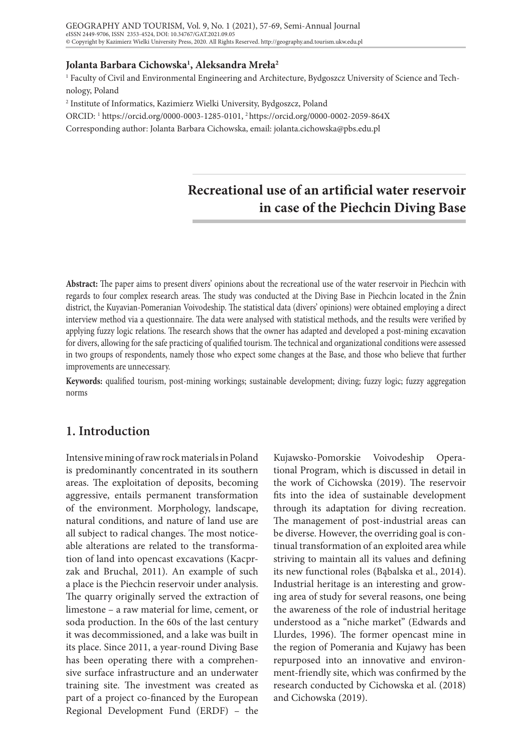**Jolanta Barbara Cichowska[1], Aleksandra Mreła[2]**

[1] Faculty of Civil and Environmental Engineering and Architecture, Bydgoszcz University of Science and Technology, Poland

[2] Institute of Informatics, Kazimierz Wielki University, Bydgoszcz, Poland

ORCID: [1] https://orcid.org/0000-0003-1285-0101, [2] https://orcid.org/0000-0002-2059-864X

Corresponding author: Jolanta Barbara Cichowska, email: jolanta.cichowska@pbs.edu.pl

# Recreational use of an artificial water reservoir in case of the Piechcin Diving Base

**Abstract:** The paper aims to present divers' opinions about the recreational use of the water reservoir in Piechcin with regards to four complex research areas. The study was conducted at the Diving Base in Piechcin located in the Żnin district, the Kuyavian-Pomeranian Voivodeship. The statistical data (divers' opinions) were obtained employing a direct interview method via a questionnaire. The data were analysed with statistical methods, and the results were verified by applying fuzzy logic relations. The research shows that the owner has adapted and developed a post-mining excavation for divers, allowing for the safe practicing of qualified tourism. The technical and organizational conditions were assessed in two groups of respondents, namely those who expect some changes at the Base, and those who believe that further improvements are unnecessary.

**Keywords:** qualified tourism, post-mining workings; sustainable development; diving; fuzzy logic; fuzzy aggregation norms

## 1. Introduction

Intensive mining of raw rock materials in Poland is predominantly concentrated in its southern areas. The exploitation of deposits, becoming aggressive, entails permanent transformation of the environment. Morphology, landscape, natural conditions, and nature of land use are all subject to radical changes. The most noticeable alterations are related to the transformation of land into opencast excavations (Kacprzak and Bruchal, 2011). An example of such a place is the Piechcin reservoir under analysis. The quarry originally served the extraction of limestone – a raw material for lime, cement, or soda production. In the 60s of the last century it was decommissioned, and a lake was built in its place. Since 2011, a year-round Diving Base has been operating there with a comprehensive surface infrastructure and an underwater training site. The investment was created as part of a project co-financed by the European Regional Development Fund (ERDF) – the Kujawsko-Pomorskie Voivodeship Operational Program, which is discussed in detail in the work of Cichowska (2019). The reservoir fits into the idea of sustainable development through its adaptation for diving recreation. The management of post-industrial areas can be diverse. However, the overriding goal is continual transformation of an exploited area while striving to maintain all its values and defining its new functional roles (Bąbalska et al., 2014). Industrial heritage is an interesting and growing area of study for several reasons, one being the awareness of the role of industrial heritage understood as a "niche market" (Edwards and Llurdes, 1996). The former opencast mine in the region of Pomerania and Kujawy has been repurposed into an innovative and environment-friendly site, which was confirmed by the research conducted by Cichowska et al. (2018) and Cichowska (2019).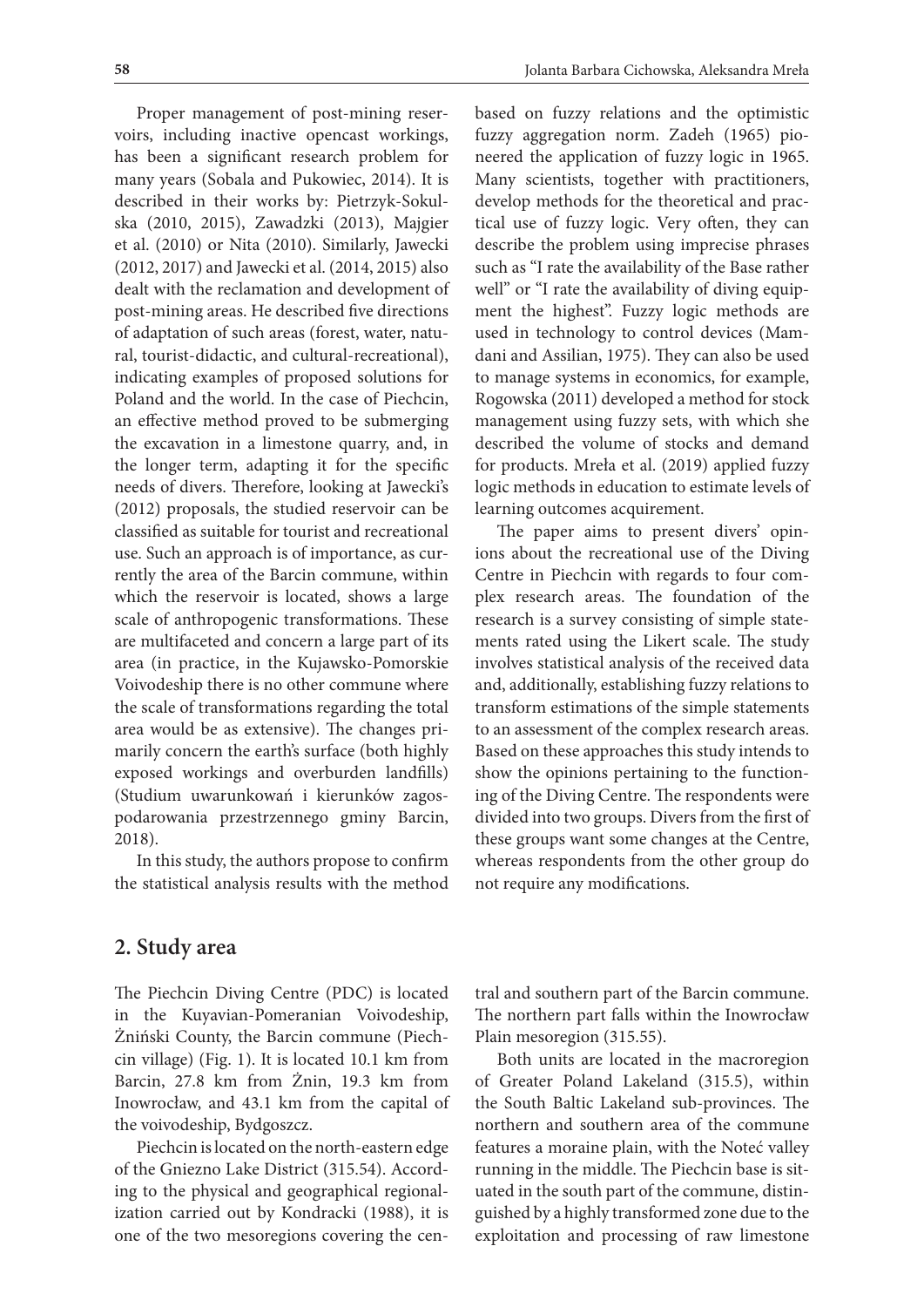Proper management of post-mining reservoirs, including inactive opencast workings, has been a significant research problem for many years (Sobala and Pukowiec, 2014). It is described in their works by: Pietrzyk-Sokulska (2010, 2015), Zawadzki (2013), Majgier et al. (2010) or Nita (2010). Similarly, Jawecki (2012, 2017) and Jawecki et al. (2014, 2015) also dealt with the reclamation and development of post-mining areas. He described five directions of adaptation of such areas (forest, water, natural, tourist-didactic, and cultural-recreational), indicating examples of proposed solutions for Poland and the world. In the case of Piechcin, an effective method proved to be submerging the excavation in a limestone quarry, and, in the longer term, adapting it for the specific needs of divers. Therefore, looking at Jawecki's (2012) proposals, the studied reservoir can be classified as suitable for tourist and recreational use. Such an approach is of importance, as currently the area of the Barcin commune, within which the reservoir is located, shows a large scale of anthropogenic transformations. These are multifaceted and concern a large part of its area (in practice, in the Kujawsko-Pomorskie Voivodeship there is no other commune where the scale of transformations regarding the total area would be as extensive). The changes primarily concern the earth's surface (both highly exposed workings and overburden landfills) (Studium uwarunkowań i kierunków zagospodarowania przestrzennego gminy Barcin, 2018).

In this study, the authors propose to confirm the statistical analysis results with the method based on fuzzy relations and the optimistic fuzzy aggregation norm. Zadeh (1965) pioneered the application of fuzzy logic in 1965. Many scientists, together with practitioners, develop methods for the theoretical and practical use of fuzzy logic. Very often, they can describe the problem using imprecise phrases such as "I rate the availability of the Base rather well" or "I rate the availability of diving equipment the highest". Fuzzy logic methods are used in technology to control devices (Mamdani and Assilian, 1975). They can also be used to manage systems in economics, for example, Rogowska (2011) developed a method for stock management using fuzzy sets, with which she described the volume of stocks and demand for products. Mreła et al. (2019) applied fuzzy logic methods in education to estimate levels of learning outcomes acquirement.

The paper aims to present divers' opinions about the recreational use of the Diving Centre in Piechcin with regards to four complex research areas. The foundation of the research is a survey consisting of simple statements rated using the Likert scale. The study involves statistical analysis of the received data and, additionally, establishing fuzzy relations to transform estimations of the simple statements to an assessment of the complex research areas. Based on these approaches this study intends to show the opinions pertaining to the functioning of the Diving Centre. The respondents were divided into two groups. Divers from the first of these groups want some changes at the Centre, whereas respondents from the other group do not require any modifications.

## 2. Study area

The Piechcin Diving Centre (PDC) is located in the Kuyavian-Pomeranian Voivodeship, Żniński County, the Barcin commune (Piechcin village) (Fig. 1). It is located 10.1 km from Barcin, 27.8 km from Żnin, 19.3 km from Inowrocław, and 43.1 km from the capital of the voivodeship, Bydgoszcz.

Piechcin is located on the north-eastern edge of the Gniezno Lake District (315.54). According to the physical and geographical regionalization carried out by Kondracki (1988), it is one of the two mesoregions covering the central and southern part of the Barcin commune. The northern part falls within the Inowrocław Plain mesoregion (315.55).

Both units are located in the macroregion of Greater Poland Lakeland (315.5), within the South Baltic Lakeland sub-provinces. The northern and southern area of the commune features a moraine plain, with the Noteć valley running in the middle. The Piechcin base is situated in the south part of the commune, distinguished by a highly transformed zone due to the exploitation and processing of raw limestone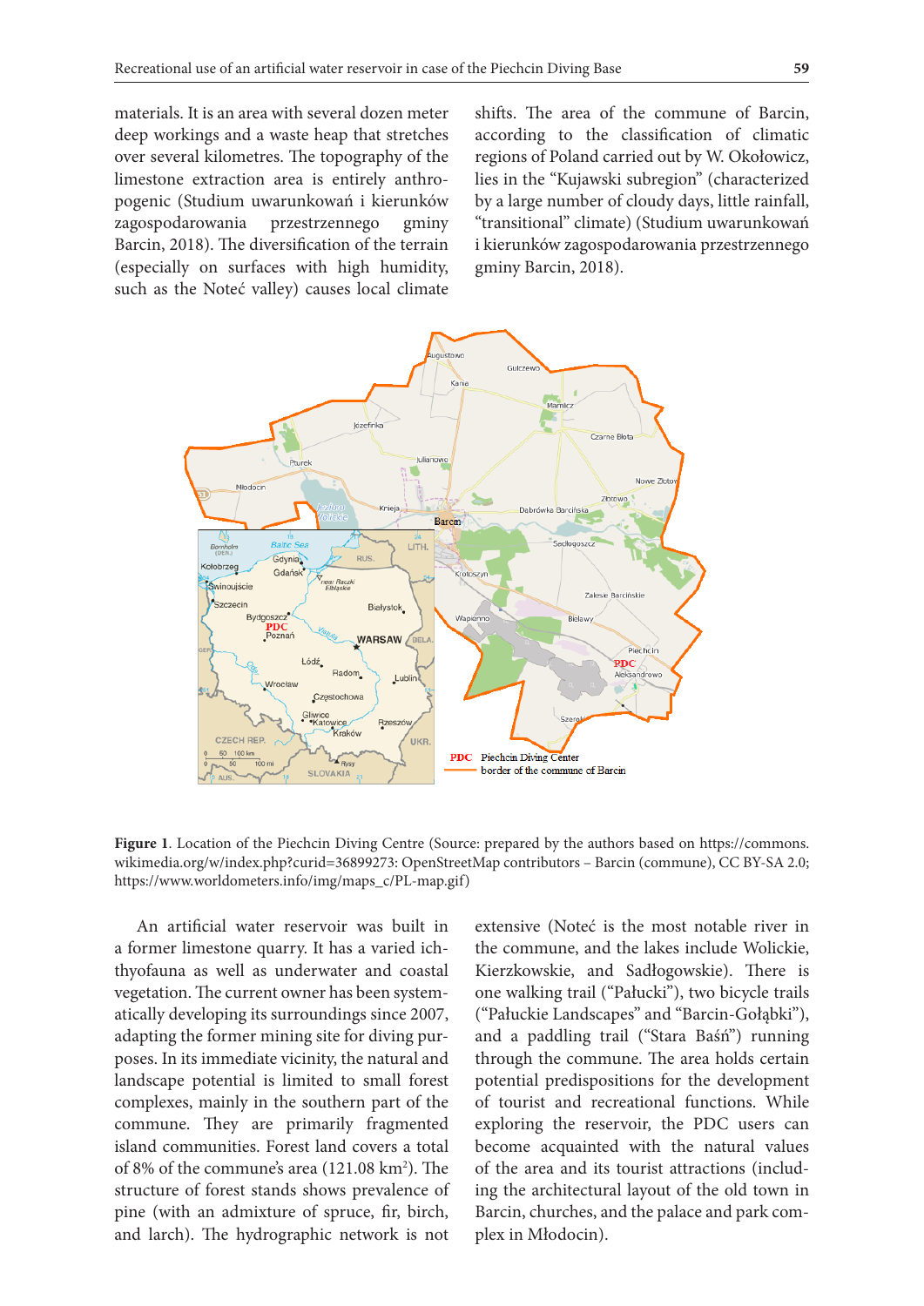materials. It is an area with several dozen meter deep workings and a waste heap that stretches over several kilometres. The topography of the limestone extraction area is entirely anthropogenic (Studium uwarunkowań i kierunków zagospodarowania przestrzennego gminy Barcin, 2018). The diversification of the terrain (especially on surfaces with high humidity, such as the Noteć valley) causes local climate shifts. The area of the commune of Barcin, according to the classification of climatic regions of Poland carried out by W. Okołowicz, lies in the "Kujawski subregion" (characterized by a large number of cloudy days, little rainfall, "transitional" climate) (Studium uwarunkowań i kierunków zagospodarowania przestrzennego gminy Barcin, 2018).

**Figure 1**. Location of the Piechcin Diving Centre (Source: prepared by the authors based on https://commons.wikimedia.org/w/index.php?curid=36899273: OpenStreetMap contributors – Barcin (commune), CC BY-SA 2.0; https://www.worldometers.info/img/maps_c/PL-map.gif)

An artificial water reservoir was built in a former limestone quarry. It has a varied ichthyofauna as well as underwater and coastal vegetation. The current owner has been systematically developing its surroundings since 2007, adapting the former mining site for diving purposes. In its immediate vicinity, the natural and landscape potential is limited to small forest complexes, mainly in the southern part of the commune. They are primarily fragmented island communities. Forest land covers a total of 8% of the commune's area (121.08 km$^2$). The structure of forest stands shows prevalence of pine (with an admixture of spruce, fir, birch, and larch). The hydrographic network is not extensive (Noteć is the most notable river in the commune, and the lakes include Wolickie, Kierzkowskie, and Sadłogowskie). There is one walking trail ("Pałucki"), two bicycle trails ("Pałuckie Landscapes" and "Barcin-Gołąbki"), and a paddling trail ("Stara Baśń") running through the commune. The area holds certain potential predispositions for the development of tourist and recreational functions. While exploring the reservoir, the PDC users can become acquainted with the natural values of the area and its tourist attractions (including the architectural layout of the old town in Barcin, churches, and the palace and park complex in Młodocin).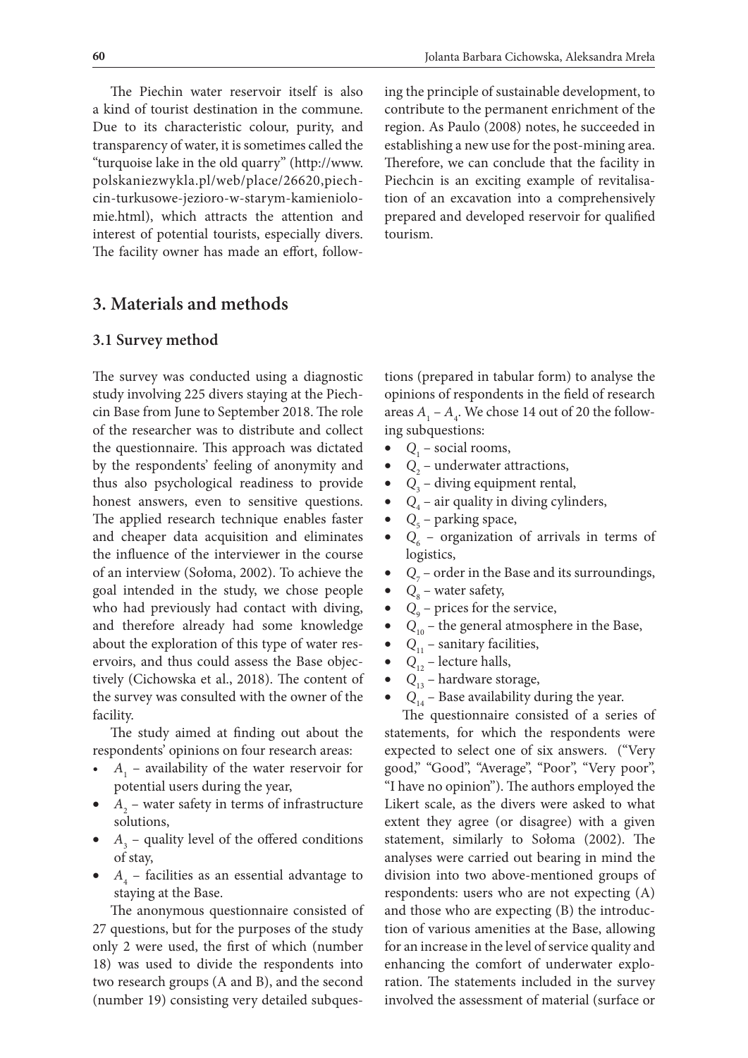The Piechin water reservoir itself is also a kind of tourist destination in the commune. Due to its characteristic colour, purity, and transparency of water, it is sometimes called the "turquoise lake in the old quarry" (http://www.polskaniezwykla.pl/web/place/26620,piechcin-turkusowe-jezioro-w-starym-kamieniolomie.html), which attracts the attention and interest of potential tourists, especially divers. The facility owner has made an effort, following the principle of sustainable development, to contribute to the permanent enrichment of the region. As Paulo (2008) notes, he succeeded in establishing a new use for the post-mining area. Therefore, we can conclude that the facility in Piechcin is an exciting example of revitalisation of an excavation into a comprehensively prepared and developed reservoir for qualified tourism.

## 3. Materials and methods

### 3.1 Survey method

The survey was conducted using a diagnostic study involving 225 divers staying at the Piechcin Base from June to September 2018. The role of the researcher was to distribute and collect the questionnaire. This approach was dictated by the respondents' feeling of anonymity and thus also psychological readiness to provide honest answers, even to sensitive questions. The applied research technique enables faster and cheaper data acquisition and eliminates the influence of the interviewer in the course of an interview (Sołoma, 2002). To achieve the goal intended in the study, we chose people who had previously had contact with diving, and therefore already had some knowledge about the exploration of this type of water reservoirs, and thus could assess the Base objectively (Cichowska et al., 2018). The content of the survey was consulted with the owner of the facility.

The study aimed at finding out about the respondents' opinions on four research areas:

- $A_1$ – availability of the water reservoir for potential users during the year,
- $A_2$ – water safety in terms of infrastructure solutions,
- $A_3$ – quality level of the offered conditions of stay,
- $A_4$ – facilities as an essential advantage to staying at the Base.

The anonymous questionnaire consisted of 27 questions, but for the purposes of the study only 2 were used, the first of which (number 18) was used to divide the respondents into two research groups (A and B), and the second (number 19) consisting very detailed subquestions (prepared in tabular form) to analyse the opinions of respondents in the field of research areas $A_1$ – $A_4$. We chose 14 out of 20 the following subquestions:

- $Q_1$ – social rooms,
- $Q_2$ – underwater attractions,
- $Q_3$ – diving equipment rental,
- $Q_4$ – air quality in diving cylinders,
- $Q_5$ – parking space,
- $Q_6$ – organization of arrivals in terms of logistics,
- $Q_7$ – order in the Base and its surroundings,
- $Q_8$ – water safety,
- $Q_9$ – prices for the service,
- $Q_{10}$ – the general atmosphere in the Base,
- $Q_{11}$ – sanitary facilities,
- $Q_{12}$ – lecture halls,
- $Q_{13}$ – hardware storage,
- $Q_{14}$ – Base availability during the year.

The questionnaire consisted of a series of statements, for which the respondents were expected to select one of six answers. ("Very good," "Good", "Average", "Poor", "Very poor", "I have no opinion"). The authors employed the Likert scale, as the divers were asked to what extent they agree (or disagree) with a given statement, similarly to Sołoma (2002). The analyses were carried out bearing in mind the division into two above-mentioned groups of respondents: users who are not expecting (A) and those who are expecting (B) the introduction of various amenities at the Base, allowing for an increase in the level of service quality and enhancing the comfort of underwater exploration. The statements included in the survey involved the assessment of material (surface or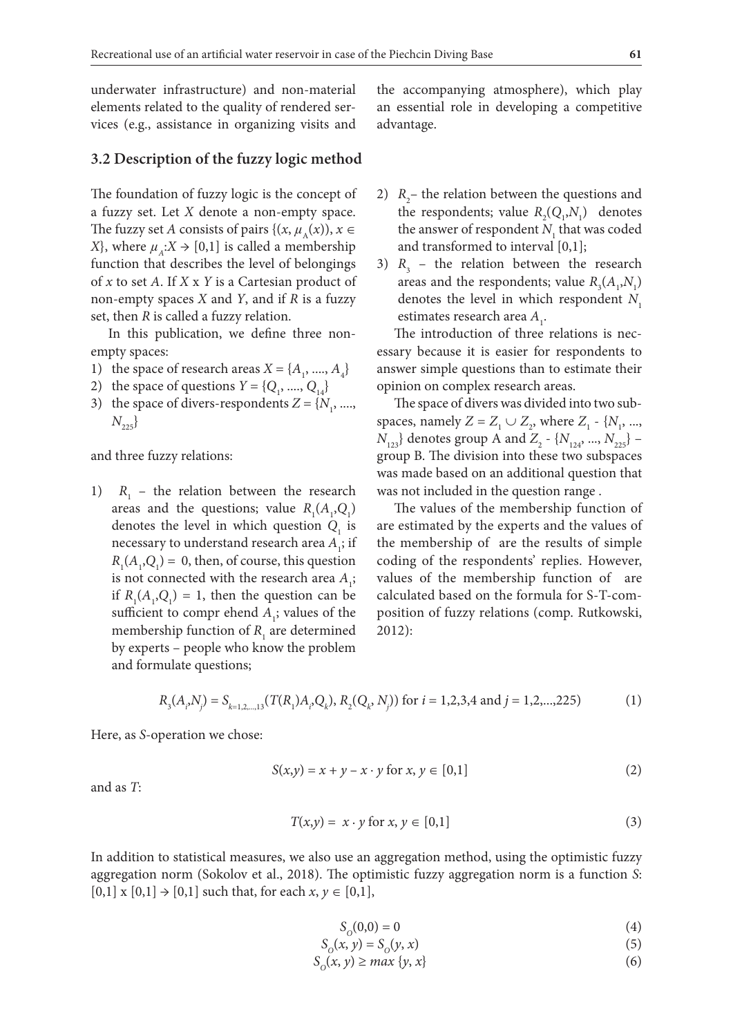underwater infrastructure) and non-material elements related to the quality of rendered services (e.g., assistance in organizing visits and the accompanying atmosphere), which play an essential role in developing a competitive advantage.

### 3.2 Description of the fuzzy logic method

The foundation of fuzzy logic is the concept of a fuzzy set. Let $X$ denote a non-empty space. The fuzzy set $A$ consists of pairs $\{(x, \mu_A(x)), x \in X\}$, where $\mu_A: X \to [0,1]$ is called a membership function that describes the level of belongings of $x$ to set $A$. If $X \times Y$ is a Cartesian product of non-empty spaces $X$ and $Y$, and if $R$ is a fuzzy set, then $R$ is called a fuzzy relation.

In this publication, we define three non-empty spaces:

1) the space of research areas $X = \{A_1, ...., A_4\}$
2) the space of questions $Y = \{Q_1, ...., Q_{14}\}$
3) the space of divers-respondents $Z = \{N_1, ...., N_{225}\}$

and three fuzzy relations:

1) $R_1$ – the relation between the research areas and the questions; value $R_1(A_1,Q_1)$ denotes the level in which question $Q_1$ is necessary to understand research area $A_1$; if $R_1(A_1,Q_1) = 0$, then, of course, this question is not connected with the research area $A_1$; if $R_1(A_1,Q_1) = 1$, then the question can be sufficient to compr ehend $A_1$; values of the membership function of $R_1$ are determined by experts – people who know the problem and formulate questions;
2) $R_2$– the relation between the questions and the respondents; value $R_2(Q_1,N_1)$ denotes the answer of respondent $N_1$ that was coded and transformed to interval [0,1];
3) $R_3$ – the relation between the research areas and the respondents; value $R_3(A_1,N_1)$ denotes the level in which respondent $N_1$ estimates research area $A_1$.

The introduction of three relations is necessary because it is easier for respondents to answer simple questions than to estimate their opinion on complex research areas.

The space of divers was divided into two subspaces, namely $Z = Z_1 \cup Z_2$, where $Z_1$ - $\{N_1, ..., N_{123}\}$ denotes group A and $Z_2$ - $\{N_{124}, ..., N_{225}\}$ – group B. The division into these two subspaces was made based on an additional question that was not included in the question range .

The values of the membership function of are estimated by the experts and the values of the membership of are the results of simple coding of the respondents' replies. However, values of the membership function of are calculated based on the formula for S-T-composition of fuzzy relations (comp. Rutkowski, 2012):

$$R_3(A_i,N_j) = S_{k=1,2,...,13}(T(R_1)A_i,Q_k), R_2(Q_k, N_j)) \text{ for } i = 1,2,3,4 \text{ and } j = 1,2,...,225) \tag{1}$$

Here, as $S$-operation we chose:

$$S(x,y) = x + y - x \cdot y \text{ for } x, y \in [0,1] \tag{2}$$

and as $T$:

$$T(x,y) = x \cdot y \text{ for } x, y \in [0,1] \tag{3}$$

In addition to statistical measures, we also use an aggregation method, using the optimistic fuzzy aggregation norm (Sokolov et al., 2018). The optimistic fuzzy aggregation norm is a function $S$: $[0,1] \times [0,1] \to [0,1]$ such that, for each $x, y \in [0,1]$,

$$S_O(0,0) = 0 \tag{4}$$

$$S_O(x, y) = S_O(y, x) \tag{5}$$

$$S_O(x, y) \geq max \{y, x\} \tag{6}$$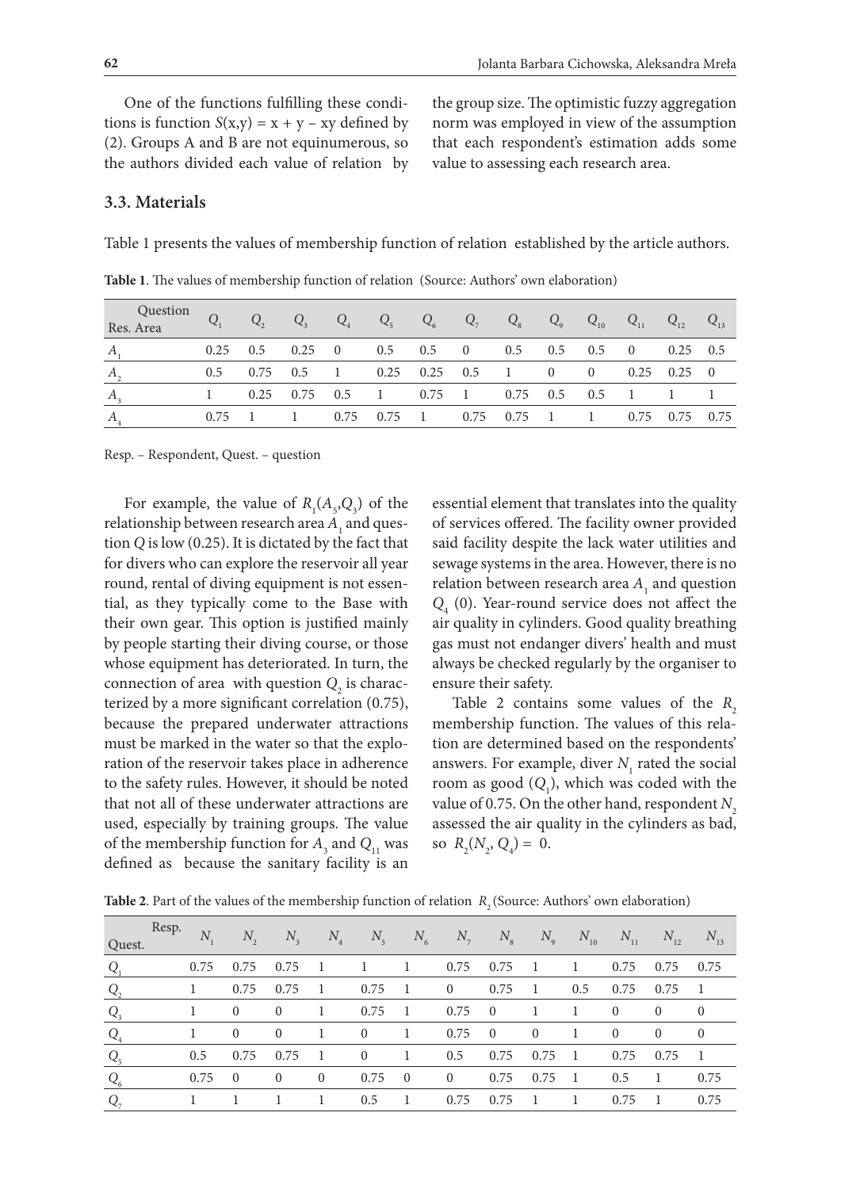One of the functions fulfilling these conditions is function $S(x,y) = x + y - xy$ defined by (2). Groups A and B are not equinumerous, so the authors divided each value of relation by the group size. The optimistic fuzzy aggregation norm was employed in view of the assumption that each respondent's estimation adds some value to assessing each research area.

### 3.3. Materials

Table 1 presents the values of membership function of relation established by the article authors.

**Table 1**. The values of membership function of relation (Source: Authors' own elaboration)

| Question / Res. Area | $Q_1$ | $Q_2$ | $Q_3$ | $Q_4$ | $Q_5$ | $Q_6$ | $Q_7$ | $Q_8$ | $Q_9$ | $Q_{10}$ | $Q_{11}$ | $Q_{12}$ | $Q_{13}$ |
|---|---|---|---|---|---|---|---|---|---|---|---|---|---|
| $A_1$ | 0.25 | 0.5 | 0.25 | 0 | 0.5 | 0.5 | 0 | 0.5 | 0.5 | 0.5 | 0 | 0.25 | 0.5 |
| $A_2$ | 0.5 | 0.75 | 0.5 | 1 | 0.25 | 0.25 | 0.5 | 1 | 0 | 0 | 0.25 | 0.25 | 0 |
| $A_3$ | 1 | 0.25 | 0.75 | 0.5 | 1 | 0.75 | 1 | 0.75 | 0.5 | 0.5 | 1 | 1 | 1 |
| $A_4$ | 0.75 | 1 | 1 | 0.75 | 0.75 | 1 | 0.75 | 0.75 | 1 | 1 | 0.75 | 0.75 | 0.75 |

Resp. – Respondent, Quest. – question

For example, the value of $R_1(A_5,Q_3)$ of the relationship between research area $A_1$ and question $Q$ is low (0.25). It is dictated by the fact that for divers who can explore the reservoir all year round, rental of diving equipment is not essential, as they typically come to the Base with their own gear. This option is justified mainly by people starting their diving course, or those whose equipment has deteriorated. In turn, the connection of area with question $Q_2$ is characterized by a more significant correlation (0.75), because the prepared underwater attractions must be marked in the water so that the exploration of the reservoir takes place in adherence to the safety rules. However, it should be noted that not all of these underwater attractions are used, especially by training groups. The value of the membership function for $A_3$ and $Q_{11}$ was defined as because the sanitary facility is an essential element that translates into the quality of services offered. The facility owner provided said facility despite the lack water utilities and sewage systems in the area. However, there is no relation between research area $A_1$ and question $Q_4$ (0). Year-round service does not affect the air quality in cylinders. Good quality breathing gas must not endanger divers' health and must always be checked regularly by the organiser to ensure their safety.

Table 2 contains some values of the $R_2$ membership function. The values of this relation are determined based on the respondents' answers. For example, diver $N_1$ rated the social room as good ($Q_1$), which was coded with the value of 0.75. On the other hand, respondent $N_2$ assessed the air quality in the cylinders as bad, so $R_2(N_2, Q_4) = 0$.

**Table 2**. Part of the values of the membership function of relation $R_2$ (Source: Authors' own elaboration)

| Resp. / Quest. | $N_1$ | $N_2$ | $N_3$ | $N_4$ | $N_5$ | $N_6$ | $N_7$ | $N_8$ | $N_9$ | $N_{10}$ | $N_{11}$ | $N_{12}$ | $N_{13}$ |
|---|---|---|---|---|---|---|---|---|---|---|---|---|---|
| $Q_1$ | 0.75 | 0.75 | 0.75 | 1 | 1 | 1 | 0.75 | 0.75 | 1 | 1 | 0.75 | 0.75 | 0.75 |
| $Q_2$ | 1 | 0.75 | 0.75 | 1 | 0.75 | 1 | 0 | 0.75 | 1 | 0.5 | 0.75 | 0.75 | 1 |
| $Q_3$ | 1 | 0 | 0 | 1 | 0.75 | 1 | 0.75 | 0 | 1 | 1 | 0 | 0 | 0 |
| $Q_4$ | 1 | 0 | 0 | 1 | 0 | 1 | 0.75 | 0 | 0 | 1 | 0 | 0 | 0 |
| $Q_5$ | 0.5 | 0.75 | 0.75 | 1 | 0 | 1 | 0.5 | 0.75 | 0.75 | 1 | 0.75 | 0.75 | 1 |
| $Q_6$ | 0.75 | 0 | 0 | 0 | 0.75 | 0 | 0 | 0.75 | 0.75 | 1 | 0.5 | 1 | 0.75 |
| $Q_7$ | 1 | 1 | 1 | 1 | 0.5 | 1 | 0.75 | 0.75 | 1 | 1 | 0.75 | 1 | 0.75 |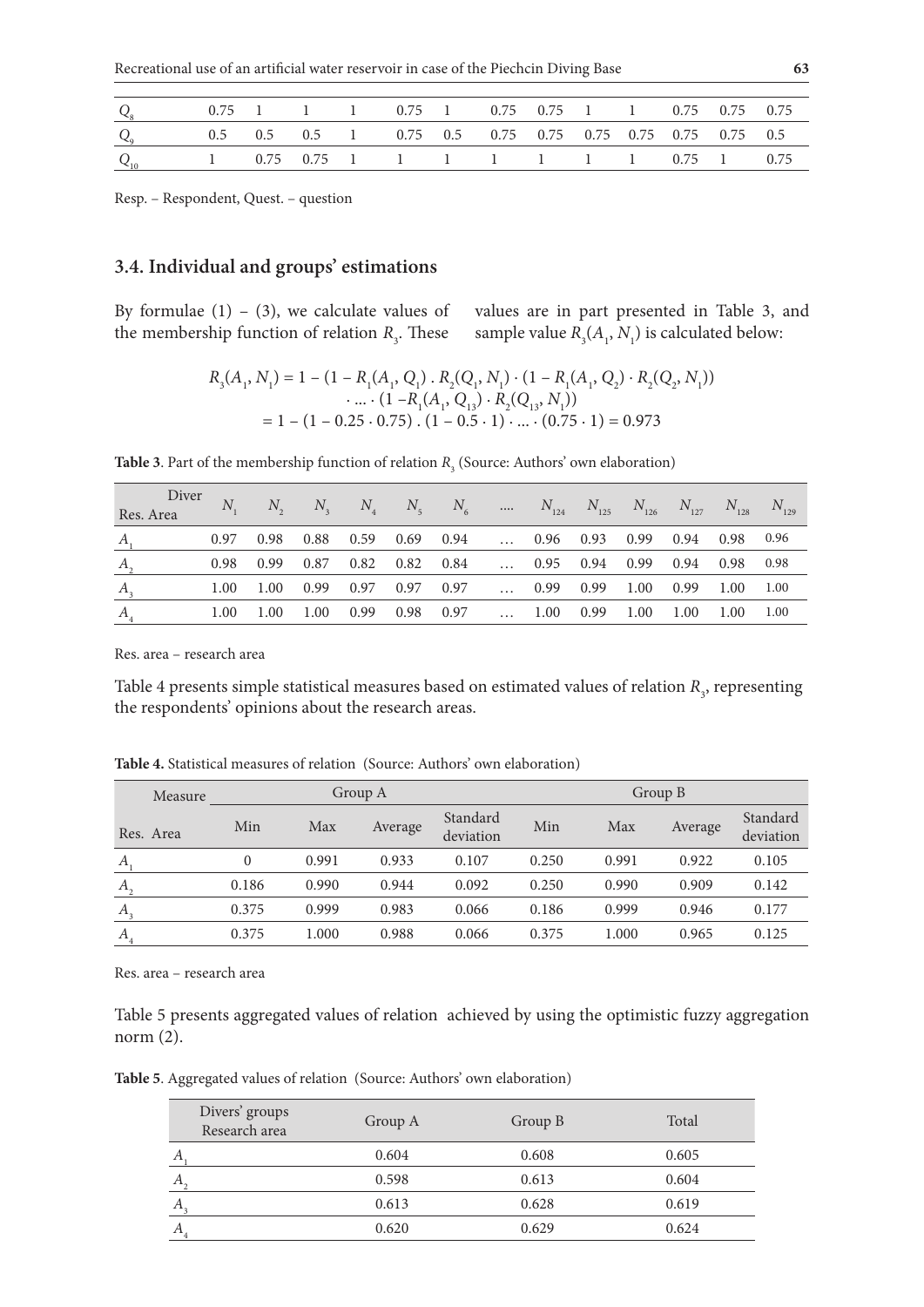| $Q_8$ | 0.75 | 1 | 1 | 1 | 0.75 | 1 | 0.75 | 0.75 | 1 | 1 | 0.75 | 0.75 | 0.75 |
|---|---|---|---|---|---|---|---|---|---|---|---|---|---|
| $Q_9$ | 0.5 | 0.5 | 0.5 | 1 | 0.75 | 0.5 | 0.75 | 0.75 | 0.75 | 0.75 | 0.75 | 0.75 | 0.5 |
| $Q_{10}$ | 1 | 0.75 | 0.75 | 1 | 1 | 1 | 1 | 1 | 1 | 1 | 0.75 | 1 | 0.75 |

Resp. – Respondent, Quest. – question

### 3.4. Individual and groups' estimations

By formulae (1) – (3), we calculate values of the membership function of relation $R_3$. These values are in part presented in Table 3, and sample value $R_3(A_1, N_1)$ is calculated below:

$$R_3(A_1, N_1) = 1 - (1 - R_1(A_1, Q_1) \,.\, R_2(Q_1, N_1) \cdot (1 - R_1(A_1, Q_2) \cdot R_2(Q_2, N_1))$$
$$\cdot \ldots \cdot (1 - R_1(A_1, Q_{13}) \cdot R_2(Q_{13}, N_1))$$
$$= 1 - (1 - 0.25 \cdot 0.75) \,.\, (1 - 0.5 \cdot 1) \cdot \ldots \cdot (0.75 \cdot 1) = 0.973$$

**Table 3**. Part of the membership function of relation $R_3$ (Source: Authors' own elaboration)

| Diver / Res. Area | $N_1$ | $N_2$ | $N_3$ | $N_4$ | $N_5$ | $N_6$ | .... | $N_{124}$ | $N_{125}$ | $N_{126}$ | $N_{127}$ | $N_{128}$ | $N_{129}$ |
|---|---|---|---|---|---|---|---|---|---|---|---|---|---|
| $A_1$ | 0.97 | 0.98 | 0.88 | 0.59 | 0.69 | 0.94 | … | 0.96 | 0.93 | 0.99 | 0.94 | 0.98 | 0.96 |
| $A_2$ | 0.98 | 0.99 | 0.87 | 0.82 | 0.82 | 0.84 | … | 0.95 | 0.94 | 0.99 | 0.94 | 0.98 | 0.98 |
| $A_3$ | 1.00 | 1.00 | 0.99 | 0.97 | 0.97 | 0.97 | … | 0.99 | 0.99 | 1.00 | 0.99 | 1.00 | 1.00 |
| $A_4$ | 1.00 | 1.00 | 1.00 | 0.99 | 0.98 | 0.97 | … | 1.00 | 0.99 | 1.00 | 1.00 | 1.00 | 1.00 |

Res. area – research area

Table 4 presents simple statistical measures based on estimated values of relation $R_3$, representing the respondents' opinions about the research areas.

**Table 4.** Statistical measures of relation (Source: Authors' own elaboration)

| Measure | Group A | | | | Group B | | | |
|---|---|---|---|---|---|---|---|---|
| Res. Area | Min | Max | Average | Standard deviation | Min | Max | Average | Standard deviation |
| $A_1$ | 0 | 0.991 | 0.933 | 0.107 | 0.250 | 0.991 | 0.922 | 0.105 |
| $A_2$ | 0.186 | 0.990 | 0.944 | 0.092 | 0.250 | 0.990 | 0.909 | 0.142 |
| $A_3$ | 0.375 | 0.999 | 0.983 | 0.066 | 0.186 | 0.999 | 0.946 | 0.177 |
| $A_4$ | 0.375 | 1.000 | 0.988 | 0.066 | 0.375 | 1.000 | 0.965 | 0.125 |

Res. area – research area

Table 5 presents aggregated values of relation achieved by using the optimistic fuzzy aggregation norm (2).

**Table 5**. Aggregated values of relation (Source: Authors' own elaboration)

| Divers' groups / Research area | Group A | Group B | Total |
|---|---|---|---|
| $A_1$ | 0.604 | 0.608 | 0.605 |
| $A_2$ | 0.598 | 0.613 | 0.604 |
| $A_3$ | 0.613 | 0.628 | 0.619 |
| $A_4$ | 0.620 | 0.629 | 0.624 |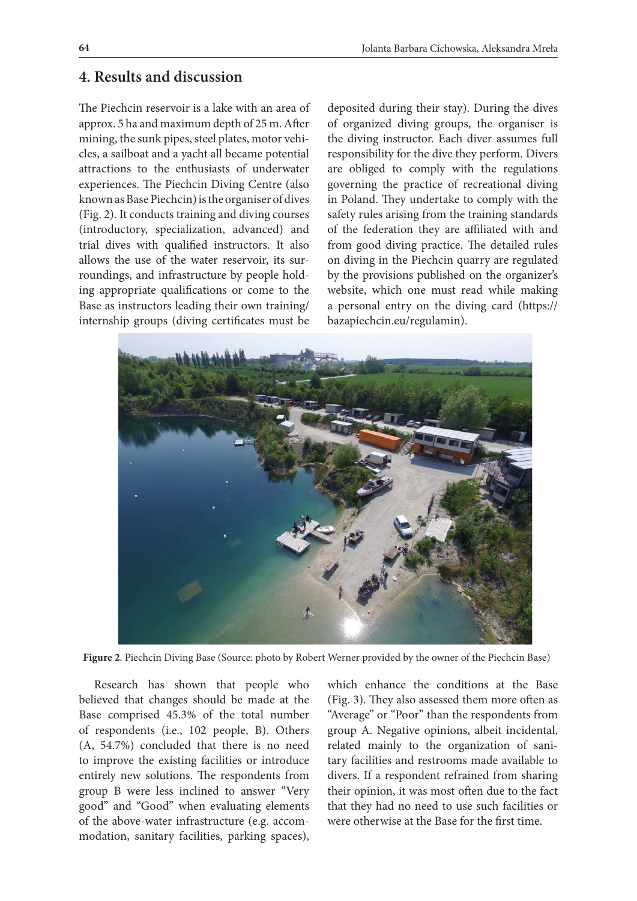## 4. Results and discussion

The Piechcin reservoir is a lake with an area of approx. 5 ha and maximum depth of 25 m. After mining, the sunk pipes, steel plates, motor vehicles, a sailboat and a yacht all became potential attractions to the enthusiasts of underwater experiences. The Piechcin Diving Centre (also known as Base Piechcin) is the organiser of dives (Fig. 2). It conducts training and diving courses (introductory, specialization, advanced) and trial dives with qualified instructors. It also allows the use of the water reservoir, its surroundings, and infrastructure by people holding appropriate qualifications or come to the Base as instructors leading their own training/internship groups (diving certificates must be deposited during their stay). During the dives of organized diving groups, the organiser is the diving instructor. Each diver assumes full responsibility for the dive they perform. Divers are obliged to comply with the regulations governing the practice of recreational diving in Poland. They undertake to comply with the safety rules arising from the training standards of the federation they are affiliated with and from good diving practice. The detailed rules on diving in the Piechcin quarry are regulated by the provisions published on the organizer's website, which one must read while making a personal entry on the diving card (https://bazapiechcin.eu/regulamin).

**Figure 2**. Piechcin Diving Base (Source: photo by Robert Werner provided by the owner of the Piechcin Base)

Research has shown that people who believed that changes should be made at the Base comprised 45.3% of the total number of respondents (i.e., 102 people, B). Others (A, 54.7%) concluded that there is no need to improve the existing facilities or introduce entirely new solutions. The respondents from group B were less inclined to answer "Very good" and "Good" when evaluating elements of the above-water infrastructure (e.g. accommodation, sanitary facilities, parking spaces), which enhance the conditions at the Base (Fig. 3). They also assessed them more often as "Average" or "Poor" than the respondents from group A. Negative opinions, albeit incidental, related mainly to the organization of sanitary facilities and restrooms made available to divers. If a respondent refrained from sharing their opinion, it was most often due to the fact that they had no need to use such facilities or were otherwise at the Base for the first time.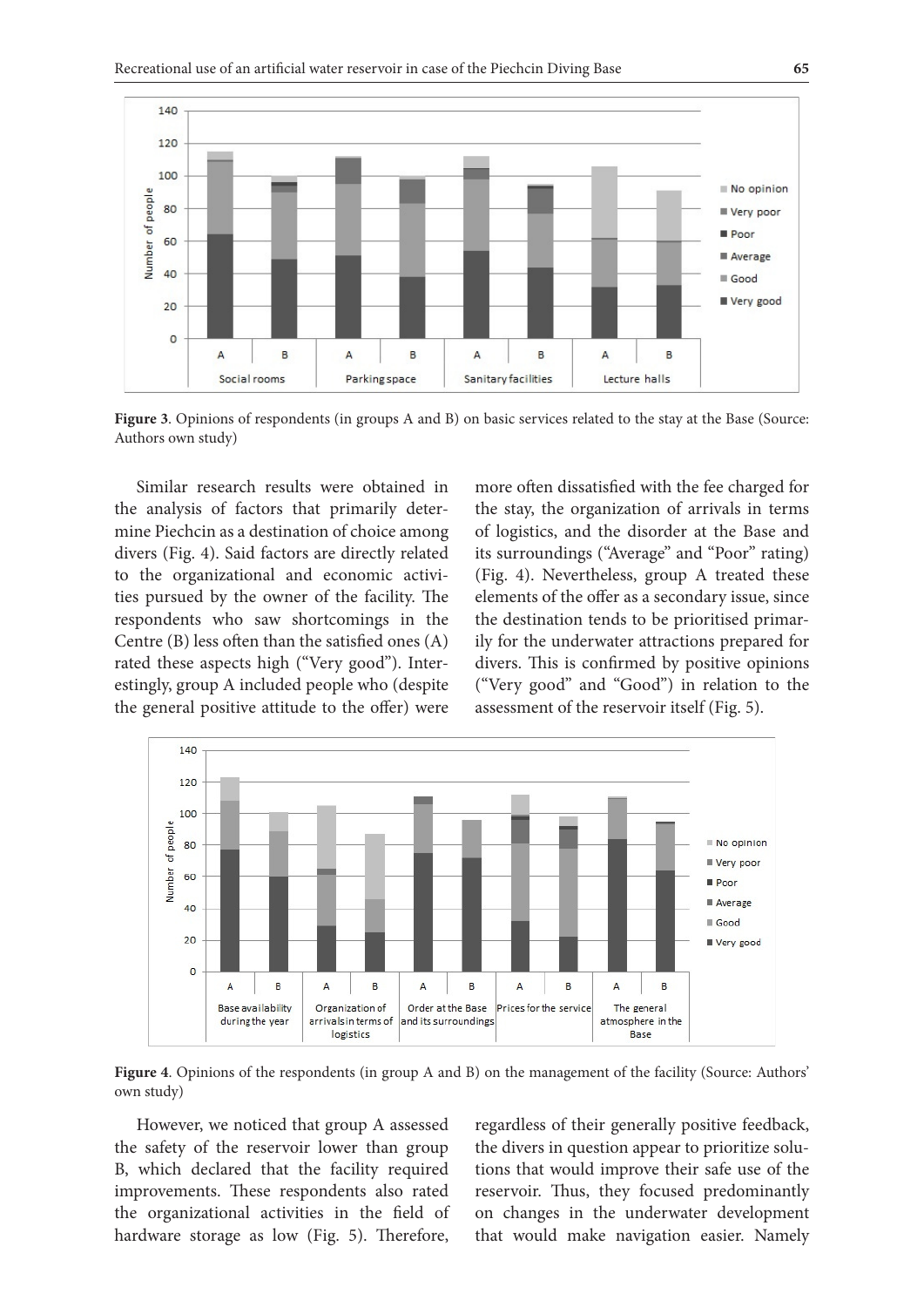**Figure 3**. Opinions of respondents (in groups A and B) on basic services related to the stay at the Base (Source: Authors own study)

Similar research results were obtained in the analysis of factors that primarily determine Piechcin as a destination of choice among divers (Fig. 4). Said factors are directly related to the organizational and economic activities pursued by the owner of the facility. The respondents who saw shortcomings in the Centre (B) less often than the satisfied ones (A) rated these aspects high ("Very good"). Interestingly, group A included people who (despite the general positive attitude to the offer) were more often dissatisfied with the fee charged for the stay, the organization of arrivals in terms of logistics, and the disorder at the Base and its surroundings ("Average" and "Poor" rating) (Fig. 4). Nevertheless, group A treated these elements of the offer as a secondary issue, since the destination tends to be prioritised primarily for the underwater attractions prepared for divers. This is confirmed by positive opinions ("Very good" and "Good") in relation to the assessment of the reservoir itself (Fig. 5).

**Figure 4**. Opinions of the respondents (in group A and B) on the management of the facility (Source: Authors' own study)

However, we noticed that group A assessed the safety of the reservoir lower than group B, which declared that the facility required improvements. These respondents also rated the organizational activities in the field of hardware storage as low (Fig. 5). Therefore, regardless of their generally positive feedback, the divers in question appear to prioritize solutions that would improve their safe use of the reservoir. Thus, they focused predominantly on changes in the underwater development that would make navigation easier. Namely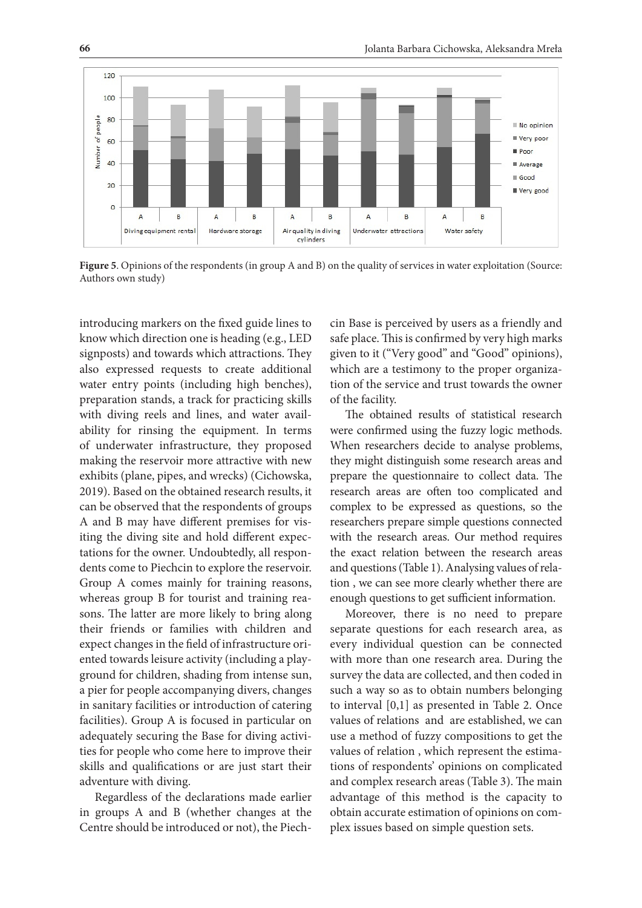**Figure 5**. Opinions of the respondents (in group A and B) on the quality of services in water exploitation (Source: Authors own study)

introducing markers on the fixed guide lines to know which direction one is heading (e.g., LED signposts) and towards which attractions. They also expressed requests to create additional water entry points (including high benches), preparation stands, a track for practicing skills with diving reels and lines, and water availability for rinsing the equipment. In terms of underwater infrastructure, they proposed making the reservoir more attractive with new exhibits (plane, pipes, and wrecks) (Cichowska, 2019). Based on the obtained research results, it can be observed that the respondents of groups A and B may have different premises for visiting the diving site and hold different expectations for the owner. Undoubtedly, all respondents come to Piechcin to explore the reservoir. Group A comes mainly for training reasons, whereas group B for tourist and training reasons. The latter are more likely to bring along their friends or families with children and expect changes in the field of infrastructure oriented towards leisure activity (including a playground for children, shading from intense sun, a pier for people accompanying divers, changes in sanitary facilities or introduction of catering facilities). Group A is focused in particular on adequately securing the Base for diving activities for people who come here to improve their skills and qualifications or are just start their adventure with diving.

Regardless of the declarations made earlier in groups A and B (whether changes at the Centre should be introduced or not), the Piechcin Base is perceived by users as a friendly and safe place. This is confirmed by very high marks given to it ("Very good" and "Good" opinions), which are a testimony to the proper organization of the service and trust towards the owner of the facility.

The obtained results of statistical research were confirmed using the fuzzy logic methods. When researchers decide to analyse problems, they might distinguish some research areas and prepare the questionnaire to collect data. The research areas are often too complicated and complex to be expressed as questions, so the researchers prepare simple questions connected with the research areas. Our method requires the exact relation between the research areas and questions (Table 1). Analysing values of relation , we can see more clearly whether there are enough questions to get sufficient information.

Moreover, there is no need to prepare separate questions for each research area, as every individual question can be connected with more than one research area. During the survey the data are collected, and then coded in such a way so as to obtain numbers belonging to interval [0,1] as presented in Table 2. Once values of relations and are established, we can use a method of fuzzy compositions to get the values of relation , which represent the estimations of respondents' opinions on complicated and complex research areas (Table 3). The main advantage of this method is the capacity to obtain accurate estimation of opinions on complex issues based on simple question sets.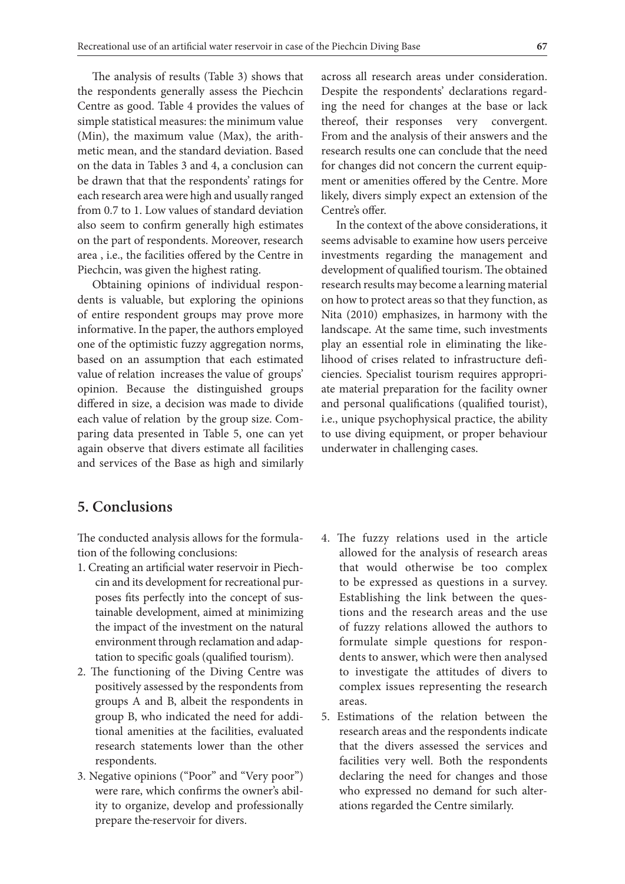The analysis of results (Table 3) shows that the respondents generally assess the Piechcin Centre as good. Table 4 provides the values of simple statistical measures: the minimum value (Min), the maximum value (Max), the arithmetic mean, and the standard deviation. Based on the data in Tables 3 and 4, a conclusion can be drawn that that the respondents' ratings for each research area were high and usually ranged from 0.7 to 1. Low values of standard deviation also seem to confirm generally high estimates on the part of respondents. Moreover, research area , i.e., the facilities offered by the Centre in Piechcin, was given the highest rating.

Obtaining opinions of individual respondents is valuable, but exploring the opinions of entire respondent groups may prove more informative. In the paper, the authors employed one of the optimistic fuzzy aggregation norms, based on an assumption that each estimated value of relation increases the value of groups' opinion. Because the distinguished groups differed in size, a decision was made to divide each value of relation by the group size. Comparing data presented in Table 5, one can yet again observe that divers estimate all facilities and services of the Base as high and similarly across all research areas under consideration. Despite the respondents' declarations regarding the need for changes at the base or lack thereof, their responses very convergent. From and the analysis of their answers and the research results one can conclude that the need for changes did not concern the current equipment or amenities offered by the Centre. More likely, divers simply expect an extension of the Centre's offer.

In the context of the above considerations, it seems advisable to examine how users perceive investments regarding the management and development of qualified tourism. The obtained research results may become a learning material on how to protect areas so that they function, as Nita (2010) emphasizes, in harmony with the landscape. At the same time, such investments play an essential role in eliminating the likelihood of crises related to infrastructure deficiencies. Specialist tourism requires appropriate material preparation for the facility owner and personal qualifications (qualified tourist), i.e., unique psychophysical practice, the ability to use diving equipment, or proper behaviour underwater in challenging cases.

## 5. Conclusions

The conducted analysis allows for the formulation of the following conclusions:

1. Creating an artificial water reservoir in Piechcin and its development for recreational purposes fits perfectly into the concept of sustainable development, aimed at minimizing the impact of the investment on the natural environment through reclamation and adaptation to specific goals (qualified tourism).
2. The functioning of the Diving Centre was positively assessed by the respondents from groups A and B, albeit the respondents in group B, who indicated the need for additional amenities at the facilities, evaluated research statements lower than the other respondents.
3. Negative opinions ("Poor" and "Very poor") were rare, which confirms the owner's ability to organize, develop and professionally prepare the reservoir for divers.
4. The fuzzy relations used in the article allowed for the analysis of research areas that would otherwise be too complex to be expressed as questions in a survey. Establishing the link between the questions and the research areas and the use of fuzzy relations allowed the authors to formulate simple questions for respondents to answer, which were then analysed to investigate the attitudes of divers to complex issues representing the research areas.
5. Estimations of the relation between the research areas and the respondents indicate that the divers assessed the services and facilities very well. Both the respondents declaring the need for changes and those who expressed no demand for such alterations regarded the Centre similarly.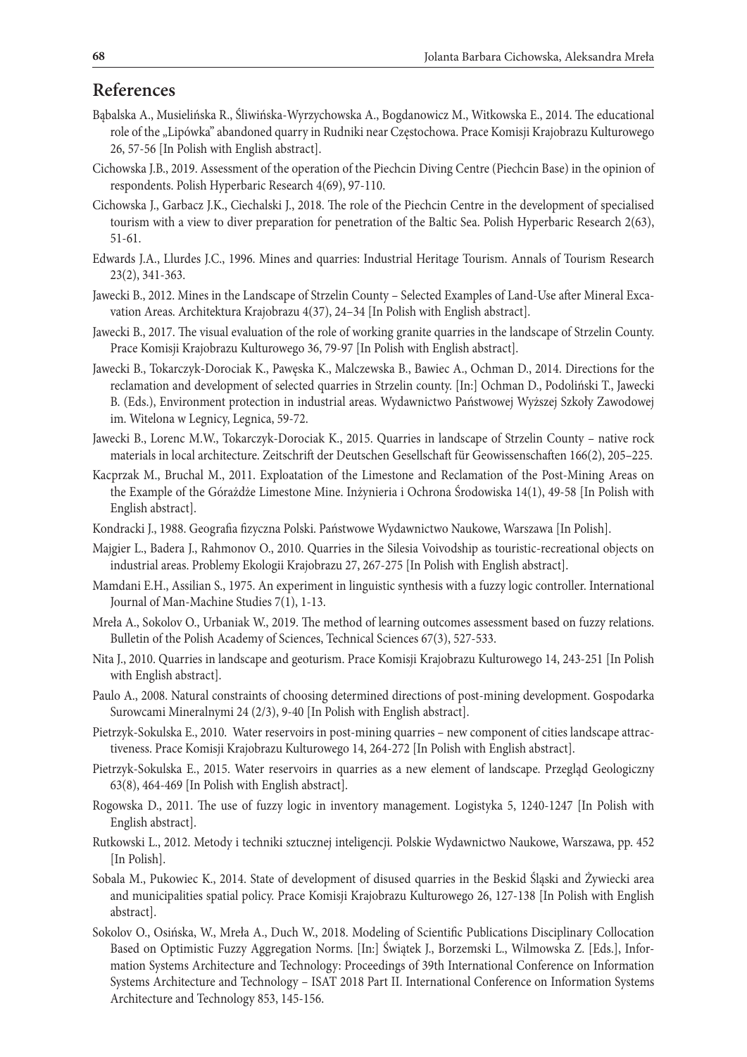## References

Bąbalska A., Musielińska R., Śliwińska-Wyrzychowska A., Bogdanowicz M., Witkowska E., 2014. The educational role of the „Lipówka" abandoned quarry in Rudniki near Częstochowa. Prace Komisji Krajobrazu Kulturowego 26, 57-56 [In Polish with English abstract].

Cichowska J.B., 2019. Assessment of the operation of the Piechcin Diving Centre (Piechcin Base) in the opinion of respondents. Polish Hyperbaric Research 4(69), 97-110.

Cichowska J., Garbacz J.K., Ciechalski J., 2018. The role of the Piechcin Centre in the development of specialised tourism with a view to diver preparation for penetration of the Baltic Sea. Polish Hyperbaric Research 2(63), 51-61.

Edwards J.A., Llurdes J.C., 1996. Mines and quarries: Industrial Heritage Tourism. Annals of Tourism Research 23(2), 341-363.

Jawecki B., 2012. Mines in the Landscape of Strzelin County – Selected Examples of Land-Use after Mineral Excavation Areas. Architektura Krajobrazu 4(37), 24–34 [In Polish with English abstract].

Jawecki B., 2017. The visual evaluation of the role of working granite quarries in the landscape of Strzelin County. Prace Komisji Krajobrazu Kulturowego 36, 79-97 [In Polish with English abstract].

Jawecki B., Tokarczyk-Dorociak K., Pawęska K., Malczewska B., Bawiec A., Ochman D., 2014. Directions for the reclamation and development of selected quarries in Strzelin county. [In:] Ochman D., Podoliński T., Jawecki B. (Eds.), Environment protection in industrial areas. Wydawnictwo Państwowej Wyższej Szkoły Zawodowej im. Witelona w Legnicy, Legnica, 59-72.

Jawecki B., Lorenc M.W., Tokarczyk-Dorociak K., 2015. Quarries in landscape of Strzelin County – native rock materials in local architecture. Zeitschrift der Deutschen Gesellschaft für Geowissenschaften 166(2), 205–225.

Kacprzak M., Bruchal M., 2011. Exploatation of the Limestone and Reclamation of the Post-Mining Areas on the Example of the Górażdże Limestone Mine. Inżynieria i Ochrona Środowiska 14(1), 49-58 [In Polish with English abstract].

Kondracki J., 1988. Geografia fizyczna Polski. Państwowe Wydawnictwo Naukowe, Warszawa [In Polish].

Majgier L., Badera J., Rahmonov O., 2010. Quarries in the Silesia Voivodship as touristic-recreational objects on industrial areas. Problemy Ekologii Krajobrazu 27, 267-275 [In Polish with English abstract].

Mamdani E.H., Assilian S., 1975. An experiment in linguistic synthesis with a fuzzy logic controller. International Journal of Man-Machine Studies 7(1), 1-13.

Mreła A., Sokolov O., Urbaniak W., 2019. The method of learning outcomes assessment based on fuzzy relations. Bulletin of the Polish Academy of Sciences, Technical Sciences 67(3), 527-533.

Nita J., 2010. Quarries in landscape and geoturism. Prace Komisji Krajobrazu Kulturowego 14, 243-251 [In Polish with English abstract].

Paulo A., 2008. Natural constraints of choosing determined directions of post-mining development. Gospodarka Surowcami Mineralnymi 24 (2/3), 9-40 [In Polish with English abstract].

Pietrzyk-Sokulska E., 2010. Water reservoirs in post-mining quarries – new component of cities landscape attractiveness. Prace Komisji Krajobrazu Kulturowego 14, 264-272 [In Polish with English abstract].

Pietrzyk-Sokulska E., 2015. Water reservoirs in quarries as a new element of landscape. Przegląd Geologiczny 63(8), 464-469 [In Polish with English abstract].

Rogowska D., 2011. The use of fuzzy logic in inventory management. Logistyka 5, 1240-1247 [In Polish with English abstract].

Rutkowski L., 2012. Metody i techniki sztucznej inteligencji. Polskie Wydawnictwo Naukowe, Warszawa, pp. 452 [In Polish].

Sobala M., Pukowiec K., 2014. State of development of disused quarries in the Beskid Śląski and Żywiecki area and municipalities spatial policy. Prace Komisji Krajobrazu Kulturowego 26, 127-138 [In Polish with English abstract].

Sokolov O., Osińska, W., Mreła A., Duch W., 2018. Modeling of Scientific Publications Disciplinary Collocation Based on Optimistic Fuzzy Aggregation Norms. [In:] Świątek J., Borzemski L., Wilmowska Z. [Eds.], Information Systems Architecture and Technology: Proceedings of 39th International Conference on Information Systems Architecture and Technology – ISAT 2018 Part II. International Conference on Information Systems Architecture and Technology 853, 145-156.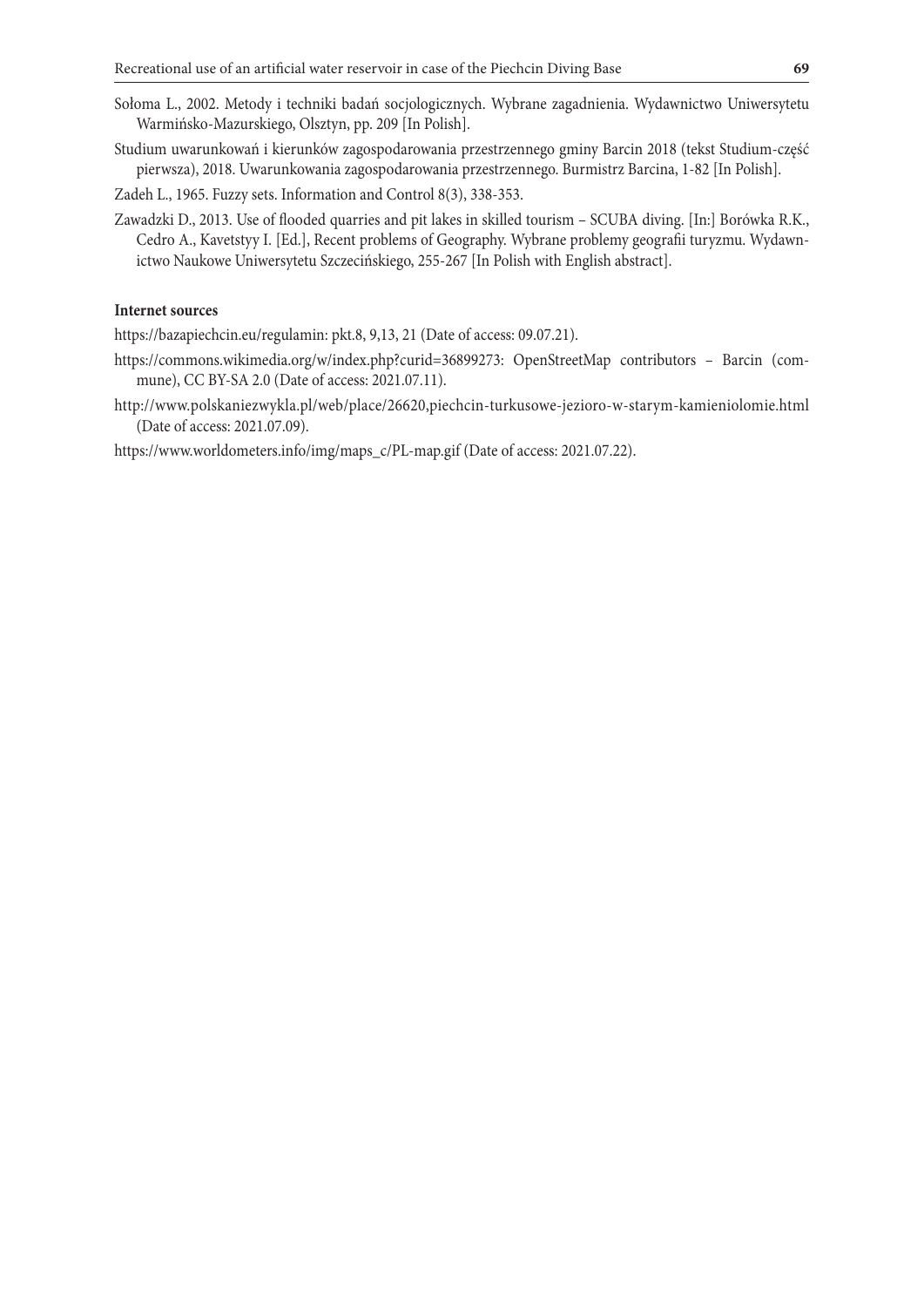Sołoma L., 2002. Metody i techniki badań socjologicznych. Wybrane zagadnienia. Wydawnictwo Uniwersytetu Warmińsko-Mazurskiego, Olsztyn, pp. 209 [In Polish].

Studium uwarunkowań i kierunków zagospodarowania przestrzennego gminy Barcin 2018 (tekst Studium-część pierwsza), 2018. Uwarunkowania zagospodarowania przestrzennego. Burmistrz Barcina, 1-82 [In Polish].

Zadeh L., 1965. Fuzzy sets. Information and Control 8(3), 338-353.

Zawadzki D., 2013. Use of flooded quarries and pit lakes in skilled tourism – SCUBA diving. [In:] Borówka R.K., Cedro A., Kavetstyy I. [Ed.], Recent problems of Geography. Wybrane problemy geografii turyzmu. Wydawnictwo Naukowe Uniwersytetu Szczecińskiego, 255-267 [In Polish with English abstract].

**Internet sources**

https://bazapiechcin.eu/regulamin: pkt.8, 9,13, 21 (Date of access: 09.07.21).

https://commons.wikimedia.org/w/index.php?curid=36899273: OpenStreetMap contributors – Barcin (commune), CC BY-SA 2.0 (Date of access: 2021.07.11).

http://www.polskaniezwykla.pl/web/place/26620,piechcin-turkusowe-jezioro-w-starym-kamieniolomie.html (Date of access: 2021.07.09).

https://www.worldometers.info/img/maps_c/PL-map.gif (Date of access: 2021.07.22).